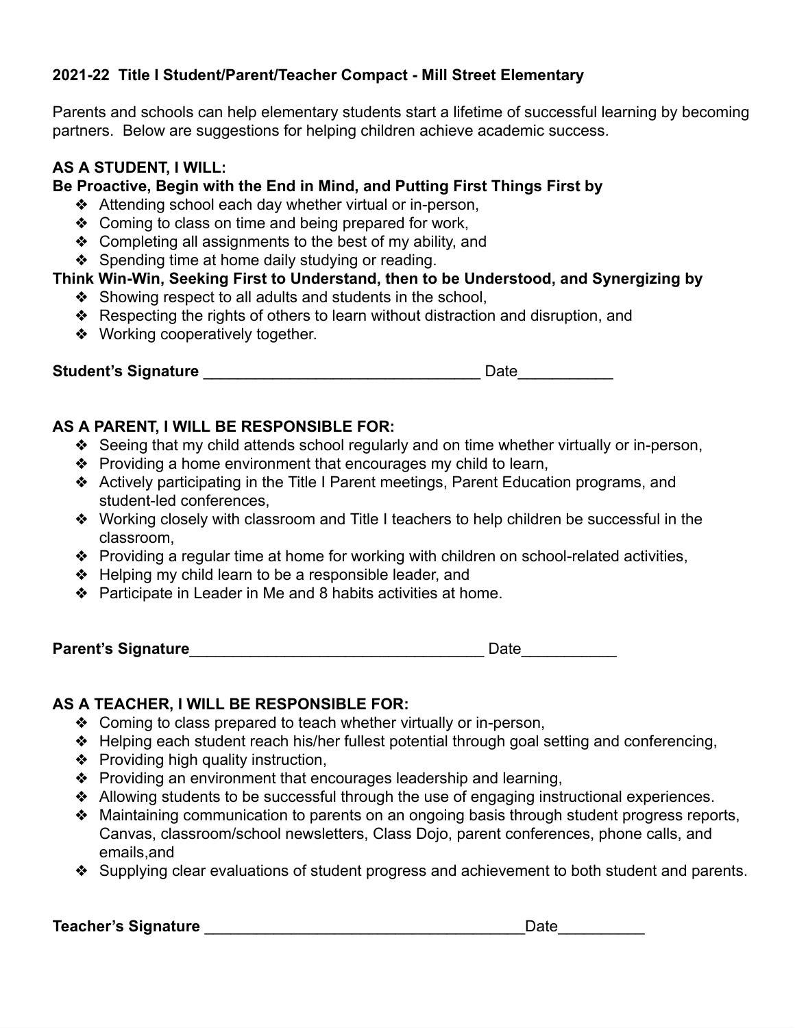**2021-22 Title I Student/Parent/Teacher Compact - Mill Street Elementary**

Parents and schools can help elementary students start a lifetime of successful learning by becoming partners. Below are suggestions for helping children achieve academic success.

**AS A STUDENT, I WILL:**

**Be Proactive, Begin with the End in Mind, and Putting First Things First by**

- Attending school each day whether virtual or in-person,
- Coming to class on time and being prepared for work,
- Completing all assignments to the best of my ability, and
- Spending time at home daily studying or reading.

**Think Win-Win, Seeking First to Understand, then to be Understood, and Synergizing by**

- Showing respect to all adults and students in the school,
- Respecting the rights of others to learn without distraction and disruption, and
- Working cooperatively together.

**Student's Signature** ________________________________ Date___________

**AS A PARENT, I WILL BE RESPONSIBLE FOR:**

- Seeing that my child attends school regularly and on time whether virtually or in-person,
- Providing a home environment that encourages my child to learn,
- Actively participating in the Title I Parent meetings, Parent Education programs, and student-led conferences,
- Working closely with classroom and Title I teachers to help children be successful in the classroom,
- Providing a regular time at home for working with children on school-related activities,
- Helping my child learn to be a responsible leader, and
- Participate in Leader in Me and 8 habits activities at home.

**Parent's Signature**__________________________________ Date___________

**AS A TEACHER, I WILL BE RESPONSIBLE FOR:**

- Coming to class prepared to teach whether virtually or in-person,
- Helping each student reach his/her fullest potential through goal setting and conferencing,
- Providing high quality instruction,
- Providing an environment that encourages leadership and learning,
- Allowing students to be successful through the use of engaging instructional experiences.
- Maintaining communication to parents on an ongoing basis through student progress reports, Canvas, classroom/school newsletters, Class Dojo, parent conferences, phone calls, and emails,and
- Supplying clear evaluations of student progress and achievement to both student and parents.

**Teacher's Signature** ____________________________________Date__________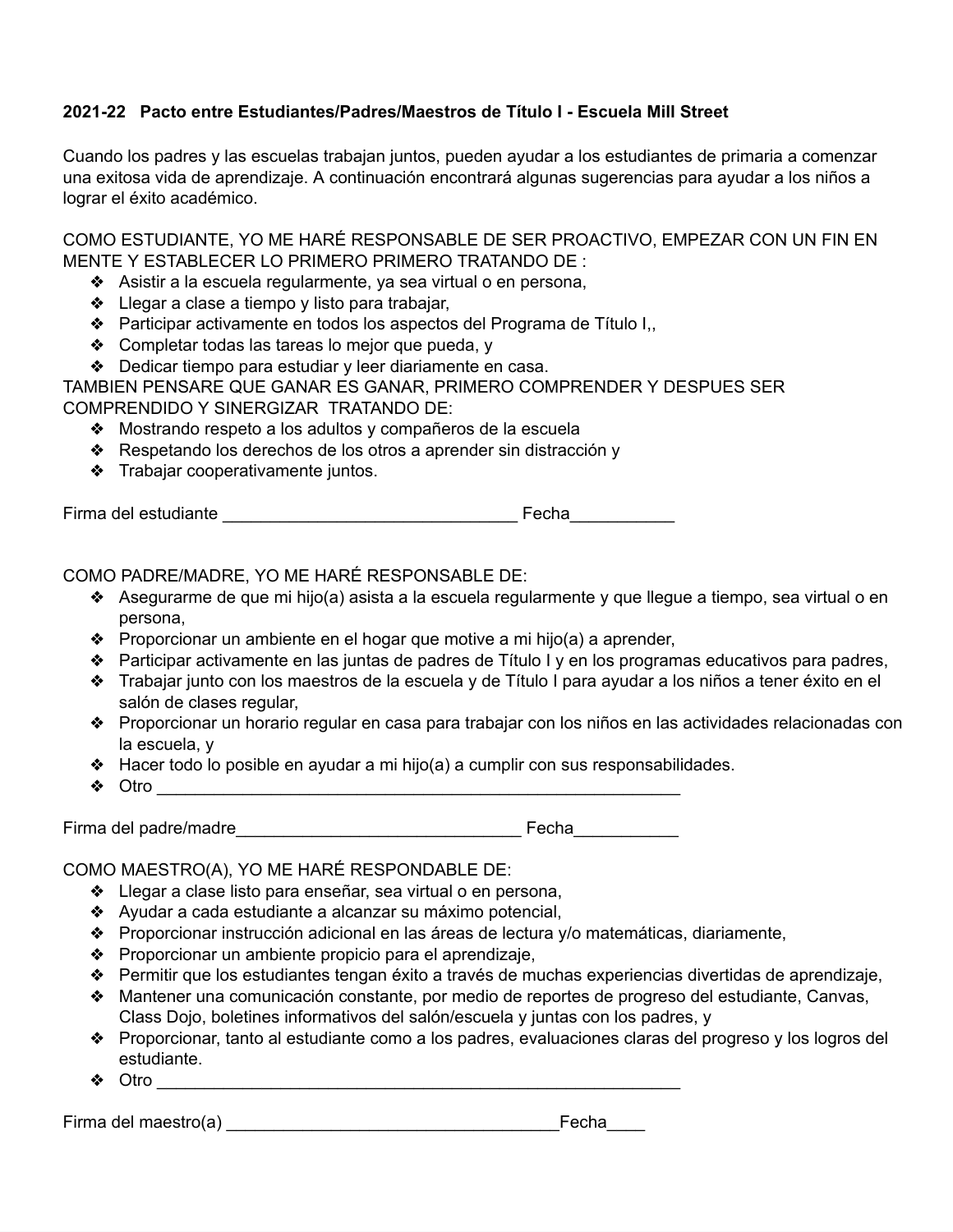**2021-22 Pacto entre Estudiantes/Padres/Maestros de Título I - Escuela Mill Street**

Cuando los padres y las escuelas trabajan juntos, pueden ayudar a los estudiantes de primaria a comenzar una exitosa vida de aprendizaje. A continuación encontrará algunas sugerencias para ayudar a los niños a lograr el éxito académico.

COMO ESTUDIANTE, YO ME HARÉ RESPONSABLE DE SER PROACTIVO, EMPEZAR CON UN FIN EN MENTE Y ESTABLECER LO PRIMERO PRIMERO TRATANDO DE :

- Asistir a la escuela regularmente, ya sea virtual o en persona,
- Llegar a clase a tiempo y listo para trabajar,
- Participar activamente en todos los aspectos del Programa de Título I,,
- Completar todas las tareas lo mejor que pueda, y
- Dedicar tiempo para estudiar y leer diariamente en casa.

TAMBIEN PENSARE QUE GANAR ES GANAR, PRIMERO COMPRENDER Y DESPUES SER COMPRENDIDO Y SINERGIZAR TRATANDO DE:

- Mostrando respeto a los adultos y compañeros de la escuela
- Respetando los derechos de los otros a aprender sin distracción y
- Trabajar cooperativamente juntos.

Firma del estudiante ______________________________ Fecha___________

COMO PADRE/MADRE, YO ME HARÉ RESPONSABLE DE:

- Asegurarme de que mi hijo(a) asista a la escuela regularmente y que llegue a tiempo, sea virtual o en persona,
- Proporcionar un ambiente en el hogar que motive a mi hijo(a) a aprender,
- Participar activamente en las juntas de padres de Título I y en los programas educativos para padres,
- Trabajar junto con los maestros de la escuela y de Título I para ayudar a los niños a tener éxito en el salón de clases regular,
- Proporcionar un horario regular en casa para trabajar con los niños en las actividades relacionadas con la escuela, y
- Hacer todo lo posible en ayudar a mi hijo(a) a cumplir con sus responsabilidades.
- Otro ________________________________________________________

Firma del padre/madre______________________________ Fecha___________

COMO MAESTRO(A), YO ME HARÉ RESPONDABLE DE:

- Llegar a clase listo para enseñar, sea virtual o en persona,
- Ayudar a cada estudiante a alcanzar su máximo potencial,
- Proporcionar instrucción adicional en las áreas de lectura y/o matemáticas, diariamente,
- Proporcionar un ambiente propicio para el aprendizaje,
- Permitir que los estudiantes tengan éxito a través de muchas experiencias divertidas de aprendizaje,
- Mantener una comunicación constante, por medio de reportes de progreso del estudiante, Canvas, Class Dojo, boletines informativos del salón/escuela y juntas con los padres, y
- Proporcionar, tanto al estudiante como a los padres, evaluaciones claras del progreso y los logros del estudiante.
- Otro ________________________________________________________

Firma del maestro(a) ___________________________________Fecha____